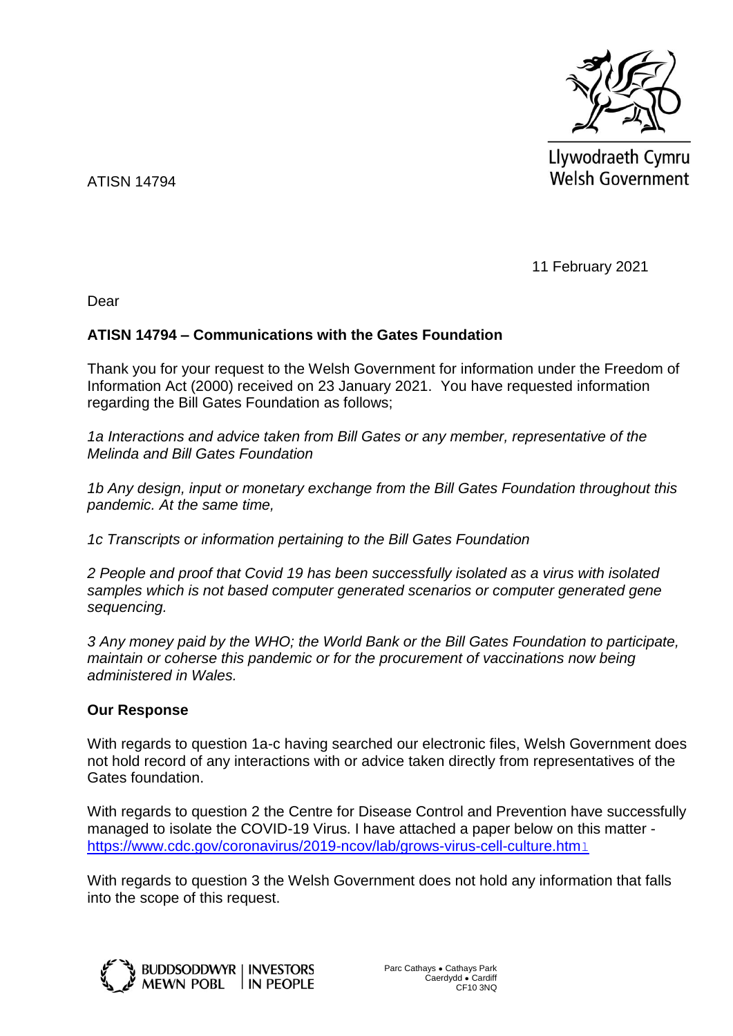Llywodraeth Cymru
Welsh Government

ATISN 14794

11 February 2021

Dear

**ATISN 14794 – Communications with the Gates Foundation**

Thank you for your request to the Welsh Government for information under the Freedom of Information Act (2000) received on 23 January 2021. You have requested information regarding the Bill Gates Foundation as follows;

*1a Interactions and advice taken from Bill Gates or any member, representative of the Melinda and Bill Gates Foundation*

*1b Any design, input or monetary exchange from the Bill Gates Foundation throughout this pandemic. At the same time,*

*1c Transcripts or information pertaining to the Bill Gates Foundation*

*2 People and proof that Covid 19 has been successfully isolated as a virus with isolated samples which is not based computer generated scenarios or computer generated gene sequencing.*

*3 Any money paid by the WHO; the World Bank or the Bill Gates Foundation to participate, maintain or coherse this pandemic or for the procurement of vaccinations now being administered in Wales.*

**Our Response**

With regards to question 1a-c having searched our electronic files, Welsh Government does not hold record of any interactions with or advice taken directly from representatives of the Gates foundation.

With regards to question 2 the Centre for Disease Control and Prevention have successfully managed to isolate the COVID-19 Virus. I have attached a paper below on this matter - https://www.cdc.gov/coronavirus/2019-ncov/lab/grows-virus-cell-culture.html

With regards to question 3 the Welsh Government does not hold any information that falls into the scope of this request.

BUDDSODDWYR MEWN POBL | INVESTORS IN PEOPLE

Parc Cathays • Cathays Park
Caerdydd • Cardiff
CF10 3NQ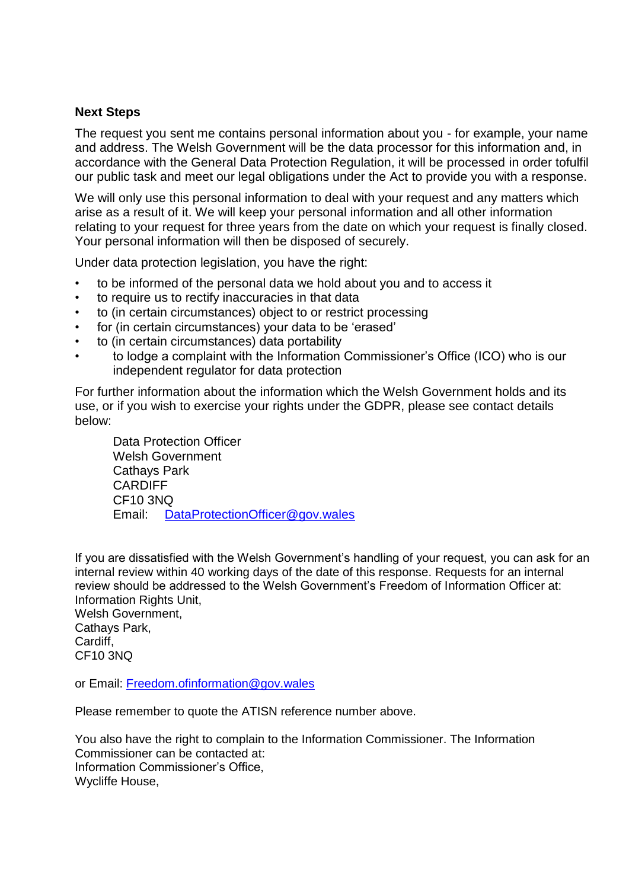## Next Steps

The request you sent me contains personal information about you - for example, your name and address. The Welsh Government will be the data processor for this information and, in accordance with the General Data Protection Regulation, it will be processed in order tofulfil our public task and meet our legal obligations under the Act to provide you with a response.

We will only use this personal information to deal with your request and any matters which arise as a result of it. We will keep your personal information and all other information relating to your request for three years from the date on which your request is finally closed. Your personal information will then be disposed of securely.

Under data protection legislation, you have the right:

- to be informed of the personal data we hold about you and to access it
- to require us to rectify inaccuracies in that data
- to (in certain circumstances) object to or restrict processing
- for (in certain circumstances) your data to be 'erased'
- to (in certain circumstances) data portability
- to lodge a complaint with the Information Commissioner's Office (ICO) who is our independent regulator for data protection

For further information about the information which the Welsh Government holds and its use, or if you wish to exercise your rights under the GDPR, please see contact details below:

Data Protection Officer
Welsh Government
Cathays Park
CARDIFF
CF10 3NQ
Email: DataProtectionOfficer@gov.wales

If you are dissatisfied with the Welsh Government's handling of your request, you can ask for an internal review within 40 working days of the date of this response. Requests for an internal review should be addressed to the Welsh Government's Freedom of Information Officer at:
Information Rights Unit,
Welsh Government,
Cathays Park,
Cardiff,
CF10 3NQ

or Email: Freedom.ofinformation@gov.wales

Please remember to quote the ATISN reference number above.

You also have the right to complain to the Information Commissioner. The Information Commissioner can be contacted at:
Information Commissioner's Office,
Wycliffe House,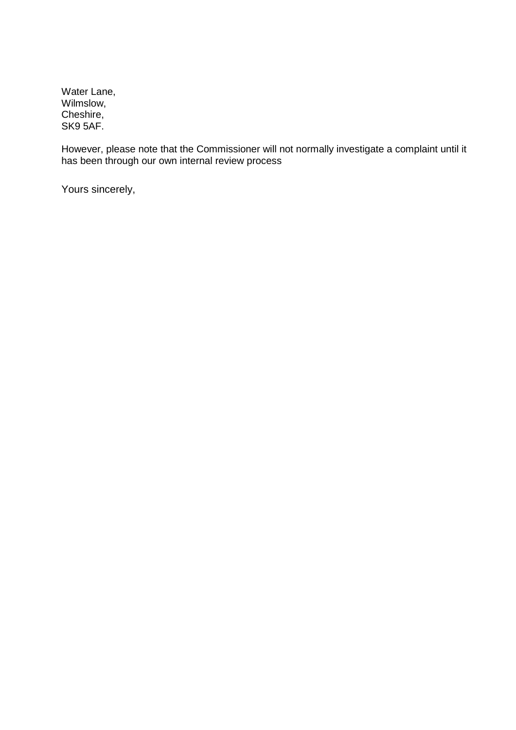Water Lane,
Wilmslow,
Cheshire,
SK9 5AF.

However, please note that the Commissioner will not normally investigate a complaint until it has been through our own internal review process

Yours sincerely,